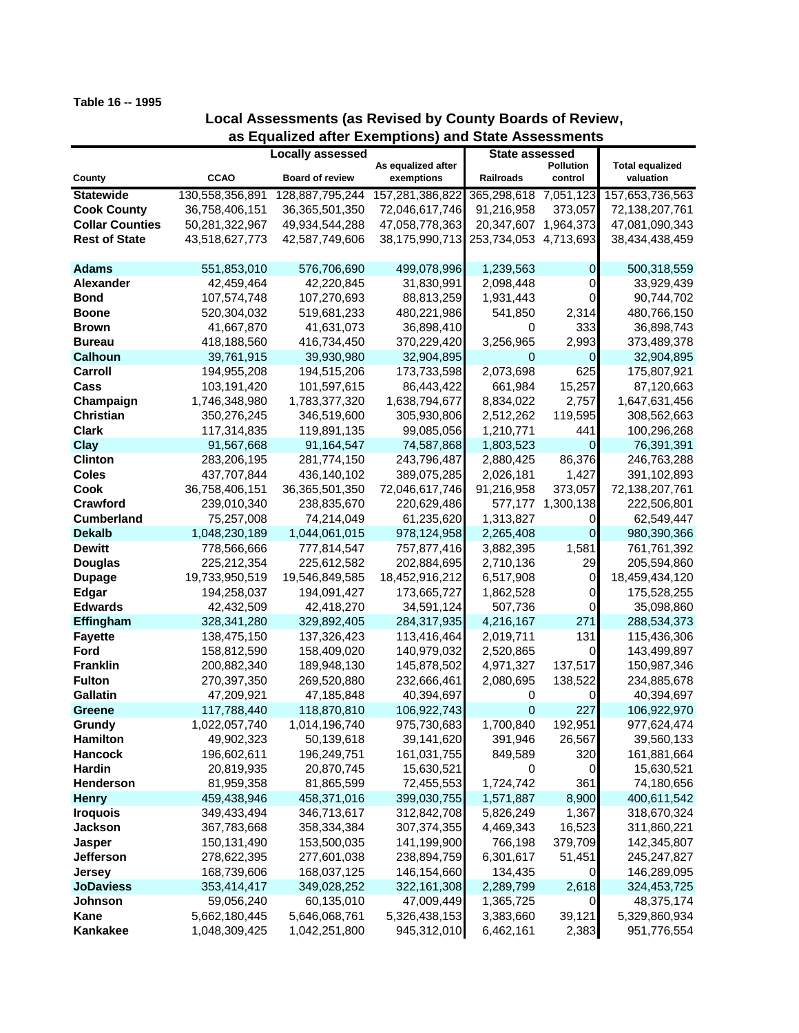Table 16 -- 1995

## Local Assessments (as Revised by County Boards of Review, as Equalized after Exemptions) and State Assessments

| County | Locally assessed | | | State assessed | | Total equalized valuation |
|---|---|---|---|---|---|---|
| | CCAO | Board of review | As equalized after exemptions | Railroads | Pollution control | |
| **Statewide** | 130,558,356,891 | 128,887,795,244 | 157,281,386,822 | 365,298,618 | 7,051,123 | 157,653,736,563 |
| **Cook County** | 36,758,406,151 | 36,365,501,350 | 72,046,617,746 | 91,216,958 | 373,057 | 72,138,207,761 |
| **Collar Counties** | 50,281,322,967 | 49,934,544,288 | 47,058,778,363 | 20,347,607 | 1,964,373 | 47,081,090,343 |
| **Rest of State** | 43,518,627,773 | 42,587,749,606 | 38,175,990,713 | 253,734,053 | 4,713,693 | 38,434,438,459 |
| | | | | | | |
| **Adams** | 551,853,010 | 576,706,690 | 499,078,996 | 1,239,563 | 0 | 500,318,559 |
| **Alexander** | 42,459,464 | 42,220,845 | 31,830,991 | 2,098,448 | 0 | 33,929,439 |
| **Bond** | 107,574,748 | 107,270,693 | 88,813,259 | 1,931,443 | 0 | 90,744,702 |
| **Boone** | 520,304,032 | 519,681,233 | 480,221,986 | 541,850 | 2,314 | 480,766,150 |
| **Brown** | 41,667,870 | 41,631,073 | 36,898,410 | 0 | 333 | 36,898,743 |
| **Bureau** | 418,188,560 | 416,734,450 | 370,229,420 | 3,256,965 | 2,993 | 373,489,378 |
| **Calhoun** | 39,761,915 | 39,930,980 | 32,904,895 | 0 | 0 | 32,904,895 |
| **Carroll** | 194,955,208 | 194,515,206 | 173,733,598 | 2,073,698 | 625 | 175,807,921 |
| **Cass** | 103,191,420 | 101,597,615 | 86,443,422 | 661,984 | 15,257 | 87,120,663 |
| **Champaign** | 1,746,348,980 | 1,783,377,320 | 1,638,794,677 | 8,834,022 | 2,757 | 1,647,631,456 |
| **Christian** | 350,276,245 | 346,519,600 | 305,930,806 | 2,512,262 | 119,595 | 308,562,663 |
| **Clark** | 117,314,835 | 119,891,135 | 99,085,056 | 1,210,771 | 441 | 100,296,268 |
| **Clay** | 91,567,668 | 91,164,547 | 74,587,868 | 1,803,523 | 0 | 76,391,391 |
| **Clinton** | 283,206,195 | 281,774,150 | 243,796,487 | 2,880,425 | 86,376 | 246,763,288 |
| **Coles** | 437,707,844 | 436,140,102 | 389,075,285 | 2,026,181 | 1,427 | 391,102,893 |
| **Cook** | 36,758,406,151 | 36,365,501,350 | 72,046,617,746 | 91,216,958 | 373,057 | 72,138,207,761 |
| **Crawford** | 239,010,340 | 238,835,670 | 220,629,486 | 577,177 | 1,300,138 | 222,506,801 |
| **Cumberland** | 75,257,008 | 74,214,049 | 61,235,620 | 1,313,827 | 0 | 62,549,447 |
| **Dekalb** | 1,048,230,189 | 1,044,061,015 | 978,124,958 | 2,265,408 | 0 | 980,390,366 |
| **Dewitt** | 778,566,666 | 777,814,547 | 757,877,416 | 3,882,395 | 1,581 | 761,761,392 |
| **Douglas** | 225,212,354 | 225,612,582 | 202,884,695 | 2,710,136 | 29 | 205,594,860 |
| **Dupage** | 19,733,950,519 | 19,546,849,585 | 18,452,916,212 | 6,517,908 | 0 | 18,459,434,120 |
| **Edgar** | 194,258,037 | 194,091,427 | 173,665,727 | 1,862,528 | 0 | 175,528,255 |
| **Edwards** | 42,432,509 | 42,418,270 | 34,591,124 | 507,736 | 0 | 35,098,860 |
| **Effingham** | 328,341,280 | 329,892,405 | 284,317,935 | 4,216,167 | 271 | 288,534,373 |
| **Fayette** | 138,475,150 | 137,326,423 | 113,416,464 | 2,019,711 | 131 | 115,436,306 |
| **Ford** | 158,812,590 | 158,409,020 | 140,979,032 | 2,520,865 | 0 | 143,499,897 |
| **Franklin** | 200,882,340 | 189,948,130 | 145,878,502 | 4,971,327 | 137,517 | 150,987,346 |
| **Fulton** | 270,397,350 | 269,520,880 | 232,666,461 | 2,080,695 | 138,522 | 234,885,678 |
| **Gallatin** | 47,209,921 | 47,185,848 | 40,394,697 | 0 | 0 | 40,394,697 |
| **Greene** | 117,788,440 | 118,870,810 | 106,922,743 | 0 | 227 | 106,922,970 |
| **Grundy** | 1,022,057,740 | 1,014,196,740 | 975,730,683 | 1,700,840 | 192,951 | 977,624,474 |
| **Hamilton** | 49,902,323 | 50,139,618 | 39,141,620 | 391,946 | 26,567 | 39,560,133 |
| **Hancock** | 196,602,611 | 196,249,751 | 161,031,755 | 849,589 | 320 | 161,881,664 |
| **Hardin** | 20,819,935 | 20,870,745 | 15,630,521 | 0 | 0 | 15,630,521 |
| **Henderson** | 81,959,358 | 81,865,599 | 72,455,553 | 1,724,742 | 361 | 74,180,656 |
| **Henry** | 459,438,946 | 458,371,016 | 399,030,755 | 1,571,887 | 8,900 | 400,611,542 |
| **Iroquois** | 349,433,494 | 346,713,617 | 312,842,708 | 5,826,249 | 1,367 | 318,670,324 |
| **Jackson** | 367,783,668 | 358,334,384 | 307,374,355 | 4,469,343 | 16,523 | 311,860,221 |
| **Jasper** | 150,131,490 | 153,500,035 | 141,199,900 | 766,198 | 379,709 | 142,345,807 |
| **Jefferson** | 278,622,395 | 277,601,038 | 238,894,759 | 6,301,617 | 51,451 | 245,247,827 |
| **Jersey** | 168,739,606 | 168,037,125 | 146,154,660 | 134,435 | 0 | 146,289,095 |
| **JoDaviess** | 353,414,417 | 349,028,252 | 322,161,308 | 2,289,799 | 2,618 | 324,453,725 |
| **Johnson** | 59,056,240 | 60,135,010 | 47,009,449 | 1,365,725 | 0 | 48,375,174 |
| **Kane** | 5,662,180,445 | 5,646,068,761 | 5,326,438,153 | 3,383,660 | 39,121 | 5,329,860,934 |
| **Kankakee** | 1,048,309,425 | 1,042,251,800 | 945,312,010 | 6,462,161 | 2,383 | 951,776,554 |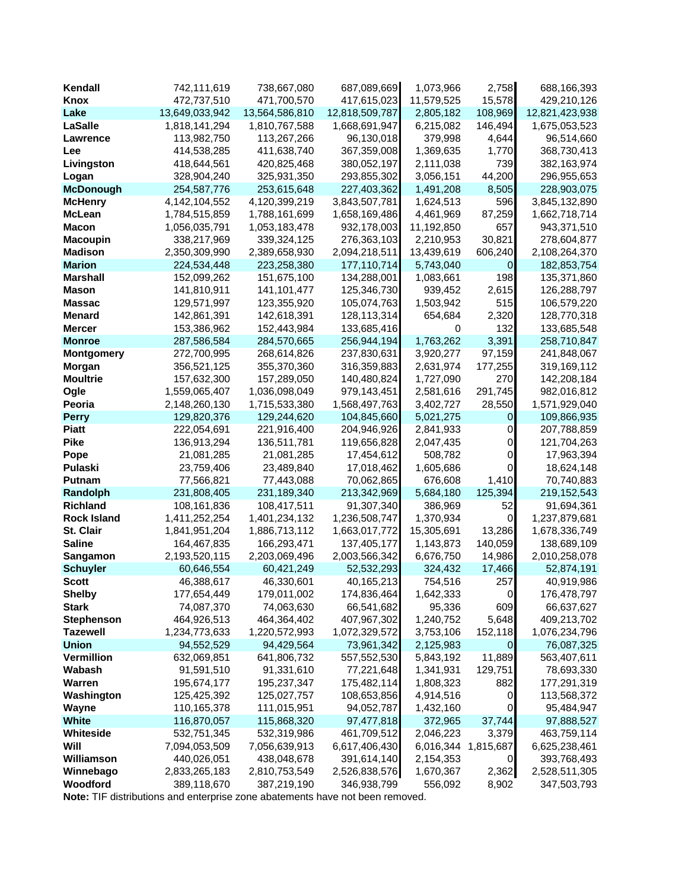| | | | | | | |
|---|---|---|---|---|---|---|
| **Kendall** | 742,111,619 | 738,667,080 | 687,089,669 | 1,073,966 | 2,758 | 688,166,393 |
| **Knox** | 472,737,510 | 471,700,570 | 417,615,023 | 11,579,525 | 15,578 | 429,210,126 |
| **Lake** | 13,649,033,942 | 13,564,586,810 | 12,818,509,787 | 2,805,182 | 108,969 | 12,821,423,938 |
| **LaSalle** | 1,818,141,294 | 1,810,767,588 | 1,668,691,947 | 6,215,082 | 146,494 | 1,675,053,523 |
| **Lawrence** | 113,982,750 | 113,267,266 | 96,130,018 | 379,998 | 4,644 | 96,514,660 |
| **Lee** | 414,538,285 | 411,638,740 | 367,359,008 | 1,369,635 | 1,770 | 368,730,413 |
| **Livingston** | 418,644,561 | 420,825,468 | 380,052,197 | 2,111,038 | 739 | 382,163,974 |
| **Logan** | 328,904,240 | 325,931,350 | 293,855,302 | 3,056,151 | 44,200 | 296,955,653 |
| **McDonough** | 254,587,776 | 253,615,648 | 227,403,362 | 1,491,208 | 8,505 | 228,903,075 |
| **McHenry** | 4,142,104,552 | 4,120,399,219 | 3,843,507,781 | 1,624,513 | 596 | 3,845,132,890 |
| **McLean** | 1,784,515,859 | 1,788,161,699 | 1,658,169,486 | 4,461,969 | 87,259 | 1,662,718,714 |
| **Macon** | 1,056,035,791 | 1,053,183,478 | 932,178,003 | 11,192,850 | 657 | 943,371,510 |
| **Macoupin** | 338,217,969 | 339,324,125 | 276,363,103 | 2,210,953 | 30,821 | 278,604,877 |
| **Madison** | 2,350,309,990 | 2,389,658,930 | 2,094,218,511 | 13,439,619 | 606,240 | 2,108,264,370 |
| **Marion** | 224,534,448 | 223,258,380 | 177,110,714 | 5,743,040 | 0 | 182,853,754 |
| **Marshall** | 152,099,262 | 151,675,100 | 134,288,001 | 1,083,661 | 198 | 135,371,860 |
| **Mason** | 141,810,911 | 141,101,477 | 125,346,730 | 939,452 | 2,615 | 126,288,797 |
| **Massac** | 129,571,997 | 123,355,920 | 105,074,763 | 1,503,942 | 515 | 106,579,220 |
| **Menard** | 142,861,391 | 142,618,391 | 128,113,314 | 654,684 | 2,320 | 128,770,318 |
| **Mercer** | 153,386,962 | 152,443,984 | 133,685,416 | 0 | 132 | 133,685,548 |
| **Monroe** | 287,586,584 | 284,570,665 | 256,944,194 | 1,763,262 | 3,391 | 258,710,847 |
| **Montgomery** | 272,700,995 | 268,614,826 | 237,830,631 | 3,920,277 | 97,159 | 241,848,067 |
| **Morgan** | 356,521,125 | 355,370,360 | 316,359,883 | 2,631,974 | 177,255 | 319,169,112 |
| **Moultrie** | 157,632,300 | 157,289,050 | 140,480,824 | 1,727,090 | 270 | 142,208,184 |
| **Ogle** | 1,559,065,407 | 1,036,098,049 | 979,143,451 | 2,581,616 | 291,745 | 982,016,812 |
| **Peoria** | 2,148,260,130 | 1,715,533,380 | 1,568,497,763 | 3,402,727 | 28,550 | 1,571,929,040 |
| **Perry** | 129,820,376 | 129,244,620 | 104,845,660 | 5,021,275 | 0 | 109,866,935 |
| **Piatt** | 222,054,691 | 221,916,400 | 204,946,926 | 2,841,933 | 0 | 207,788,859 |
| **Pike** | 136,913,294 | 136,511,781 | 119,656,828 | 2,047,435 | 0 | 121,704,263 |
| **Pope** | 21,081,285 | 21,081,285 | 17,454,612 | 508,782 | 0 | 17,963,394 |
| **Pulaski** | 23,759,406 | 23,489,840 | 17,018,462 | 1,605,686 | 0 | 18,624,148 |
| **Putnam** | 77,566,821 | 77,443,088 | 70,062,865 | 676,608 | 1,410 | 70,740,883 |
| **Randolph** | 231,808,405 | 231,189,340 | 213,342,969 | 5,684,180 | 125,394 | 219,152,543 |
| **Richland** | 108,161,836 | 108,417,511 | 91,307,340 | 386,969 | 52 | 91,694,361 |
| **Rock Island** | 1,411,252,254 | 1,401,234,132 | 1,236,508,747 | 1,370,934 | 0 | 1,237,879,681 |
| **St. Clair** | 1,841,951,204 | 1,886,713,112 | 1,663,017,772 | 15,305,691 | 13,286 | 1,678,336,749 |
| **Saline** | 164,467,835 | 166,293,471 | 137,405,177 | 1,143,873 | 140,059 | 138,689,109 |
| **Sangamon** | 2,193,520,115 | 2,203,069,496 | 2,003,566,342 | 6,676,750 | 14,986 | 2,010,258,078 |
| **Schuyler** | 60,646,554 | 60,421,249 | 52,532,293 | 324,432 | 17,466 | 52,874,191 |
| **Scott** | 46,388,617 | 46,330,601 | 40,165,213 | 754,516 | 257 | 40,919,986 |
| **Shelby** | 177,654,449 | 179,011,002 | 174,836,464 | 1,642,333 | 0 | 176,478,797 |
| **Stark** | 74,087,370 | 74,063,630 | 66,541,682 | 95,336 | 609 | 66,637,627 |
| **Stephenson** | 464,926,513 | 464,364,402 | 407,967,302 | 1,240,752 | 5,648 | 409,213,702 |
| **Tazewell** | 1,234,773,633 | 1,220,572,993 | 1,072,329,572 | 3,753,106 | 152,118 | 1,076,234,796 |
| **Union** | 94,552,529 | 94,429,564 | 73,961,342 | 2,125,983 | 0 | 76,087,325 |
| **Vermillion** | 632,069,851 | 641,806,732 | 557,552,530 | 5,843,192 | 11,889 | 563,407,611 |
| **Wabash** | 91,591,510 | 91,331,610 | 77,221,648 | 1,341,931 | 129,751 | 78,693,330 |
| **Warren** | 195,674,177 | 195,237,347 | 175,482,114 | 1,808,323 | 882 | 177,291,319 |
| **Washington** | 125,425,392 | 125,027,757 | 108,653,856 | 4,914,516 | 0 | 113,568,372 |
| **Wayne** | 110,165,378 | 111,015,951 | 94,052,787 | 1,432,160 | 0 | 95,484,947 |
| **White** | 116,870,057 | 115,868,320 | 97,477,818 | 372,965 | 37,744 | 97,888,527 |
| **Whiteside** | 532,751,345 | 532,319,986 | 461,709,512 | 2,046,223 | 3,379 | 463,759,114 |
| **Will** | 7,094,053,509 | 7,056,639,913 | 6,617,406,430 | 6,016,344 | 1,815,687 | 6,625,238,461 |
| **Williamson** | 440,026,051 | 438,048,678 | 391,614,140 | 2,154,353 | 0 | 393,768,493 |
| **Winnebago** | 2,833,265,183 | 2,810,753,549 | 2,526,838,576 | 1,670,367 | 2,362 | 2,528,511,305 |
| **Woodford** | 389,118,670 | 387,219,190 | 346,938,799 | 556,092 | 8,902 | 347,503,793 |

**Note:** TIF distributions and enterprise zone abatements have not been removed.